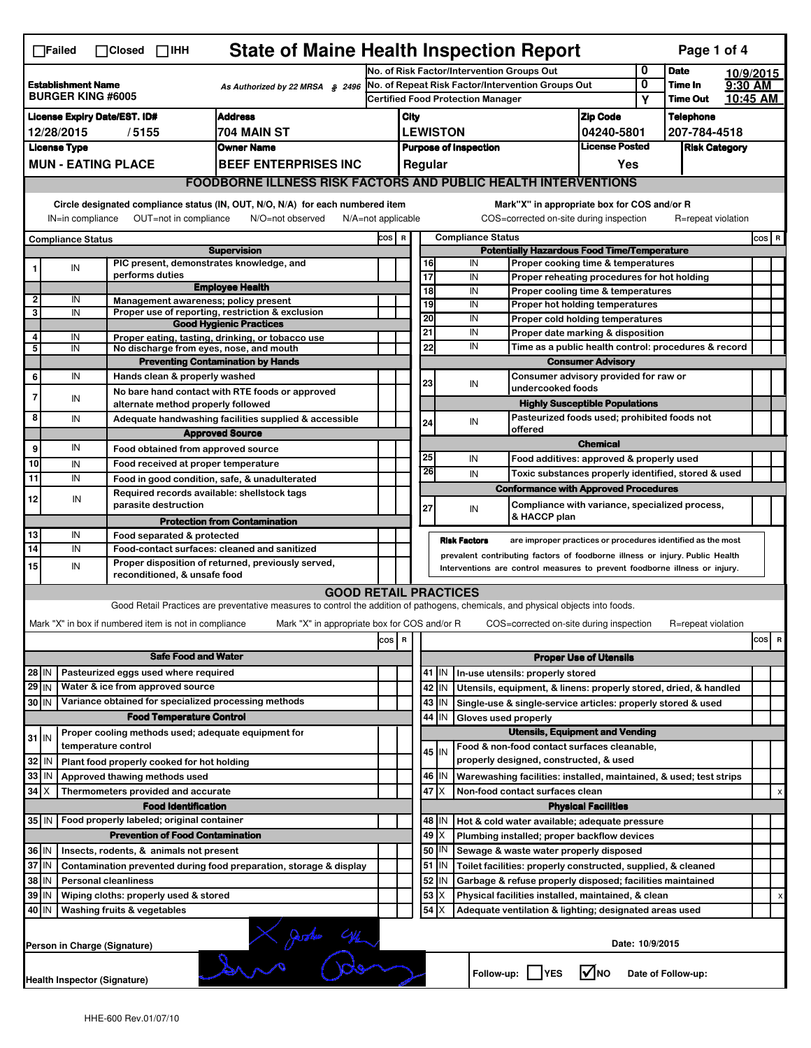☐Failed ☐Closed ☐IHH

# State of Maine Health Inspection Report

| | | | |
|---|---|---|---|
| **Establishment Name** BURGER KING #6005 | As Authorized by 22 MRSA § 2496 | No. of Risk Factor/Intervention Groups Out: 0 | Date: 10/9/2015 |
| | | No. of Repeat Risk Factor/Intervention Groups Out: 0 | Time In: 9:30 AM |
| | | Certified Food Protection Manager: Y | Time Out: 10:45 AM |

| License Expiry Date/EST. ID# | Address | City | Zip Code | Telephone |
|---|---|---|---|---|
| 12/28/2015 / 5155 | 704 MAIN ST | LEWISTON | 04240-5801 | 207-784-4518 |

| License Type | Owner Name | Purpose of Inspection | License Posted | Risk Category |
|---|---|---|---|---|
| MUN - EATING PLACE | BEEF ENTERPRISES INC | Regular | Yes | |

## FOODBORNE ILLNESS RISK FACTORS AND PUBLIC HEALTH INTERVENTIONS

Circle designated compliance status (IN, OUT, N/O, N/A) for each numbered item
IN=in compliance OUT=not in compliance N/O=not observed N/A=not applicable

Mark"X" in appropriate box for COS and/or R
COS=corrected on-site during inspection R=repeat violation

| # | Compliance Status | Item | COS | R |
|---|---|---|---|---|
| | | **Supervision** | | |
| 1 | IN | PIC present, demonstrates knowledge, and performs duties | | |
| | | **Employee Health** | | |
| 2 | IN | Management awareness; policy present | | |
| 3 | IN | Proper use of reporting, restriction & exclusion | | |
| | | **Good Hygienic Practices** | | |
| 4 | IN | Proper eating, tasting, drinking, or tobacco use | | |
| 5 | IN | No discharge from eyes, nose, and mouth | | |
| | | **Preventing Contamination by Hands** | | |
| 6 | IN | Hands clean & properly washed | | |
| 7 | IN | No bare hand contact with RTE foods or approved alternate method properly followed | | |
| 8 | IN | Adequate handwashing facilities supplied & accessible | | |
| | | **Approved Source** | | |
| 9 | IN | Food obtained from approved source | | |
| 10 | IN | Food received at proper temperature | | |
| 11 | IN | Food in good condition, safe, & unadulterated | | |
| 12 | IN | Required records available: shellstock tags parasite destruction | | |
| | | **Protection from Contamination** | | |
| 13 | IN | Food separated & protected | | |
| 14 | IN | Food-contact surfaces: cleaned and sanitized | | |
| 15 | IN | Proper disposition of returned, previously served, reconditioned, & unsafe food | | |
| | | **Potentially Hazardous Food Time/Temperature** | | |
| 16 | IN | Proper cooking time & temperatures | | |
| 17 | IN | Proper reheating procedures for hot holding | | |
| 18 | IN | Proper cooling time & temperatures | | |
| 19 | IN | Proper hot holding temperatures | | |
| 20 | IN | Proper cold holding temperatures | | |
| 21 | IN | Proper date marking & disposition | | |
| 22 | IN | Time as a public health control: procedures & record | | |
| | | **Consumer Advisory** | | |
| 23 | IN | Consumer advisory provided for raw or undercooked foods | | |
| | | **Highly Susceptible Populations** | | |
| 24 | IN | Pasteurized foods used; prohibited foods not offered | | |
| | | **Chemical** | | |
| 25 | IN | Food additives: approved & properly used | | |
| 26 | IN | Toxic substances properly identified, stored & used | | |
| | | **Conformance with Approved Procedures** | | |
| 27 | IN | Compliance with variance, specialized process, & HACCP plan | | |

**Risk Factors** are improper practices or procedures identified as the most prevalent contributing factors of foodborne illness or injury. Public Health Interventions are control measures to prevent foodborne illness or injury.

## GOOD RETAIL PRACTICES

Good Retail Practices are preventative measures to control the addition of pathogens, chemicals, and physical objects into foods.

Mark "X" in box if numbered item is not in compliance Mark "X" in appropriate box for COS and/or R COS=corrected on-site during inspection R=repeat violation

| # | Status | Item | COS | R |
|---|---|---|---|---|
| | | **Safe Food and Water** | | |
| 28 | IN | Pasteurized eggs used where required | | |
| 29 | IN | Water & ice from approved source | | |
| 30 | IN | Variance obtained for specialized processing methods | | |
| | | **Food Temperature Control** | | |
| 31 | IN | Proper cooling methods used; adequate equipment for temperature control | | |
| 32 | IN | Plant food properly cooked for hot holding | | |
| 33 | IN | Approved thawing methods used | | |
| 34 | X | Thermometers provided and accurate | | |
| | | **Food Identification** | | |
| 35 | IN | Food properly labeled; original container | | |
| | | **Prevention of Food Contamination** | | |
| 36 | IN | Insects, rodents, & animals not present | | |
| 37 | IN | Contamination prevented during food preparation, storage & display | | |
| 38 | IN | Personal cleanliness | | |
| 39 | IN | Wiping cloths: properly used & stored | | |
| 40 | IN | Washing fruits & vegetables | | |
| | | **Proper Use of Utensils** | | |
| 41 | IN | In-use utensils: properly stored | | |
| 42 | IN | Utensils, equipment, & linens: properly stored, dried, & handled | | |
| 43 | IN | Single-use & single-service articles: properly stored & used | | |
| 44 | IN | Gloves used properly | | |
| | | **Utensils, Equipment and Vending** | | |
| 45 | IN | Food & non-food contact surfaces cleanable, properly designed, constructed, & used | | |
| 46 | IN | Warewashing facilities: installed, maintained, & used; test strips | | |
| 47 | X | Non-food contact surfaces clean | | x |
| | | **Physical Facilities** | | |
| 48 | IN | Hot & cold water available; adequate pressure | | |
| 49 | X | Plumbing installed; proper backflow devices | | |
| 50 | IN | Sewage & waste water properly disposed | | |
| 51 | IN | Toilet facilities: properly constructed, supplied, & cleaned | | |
| 52 | IN | Garbage & refuse properly disposed; facilities maintained | | |
| 53 | X | Physical facilities installed, maintained, & clean | | x |
| 54 | X | Adequate ventilation & lighting; designated areas used | | |

Person in Charge (Signature) Date: 10/9/2015

Health Inspector (Signature) Follow-up: ☐YES ☑NO Date of Follow-up:

HHE-600 Rev.01/07/10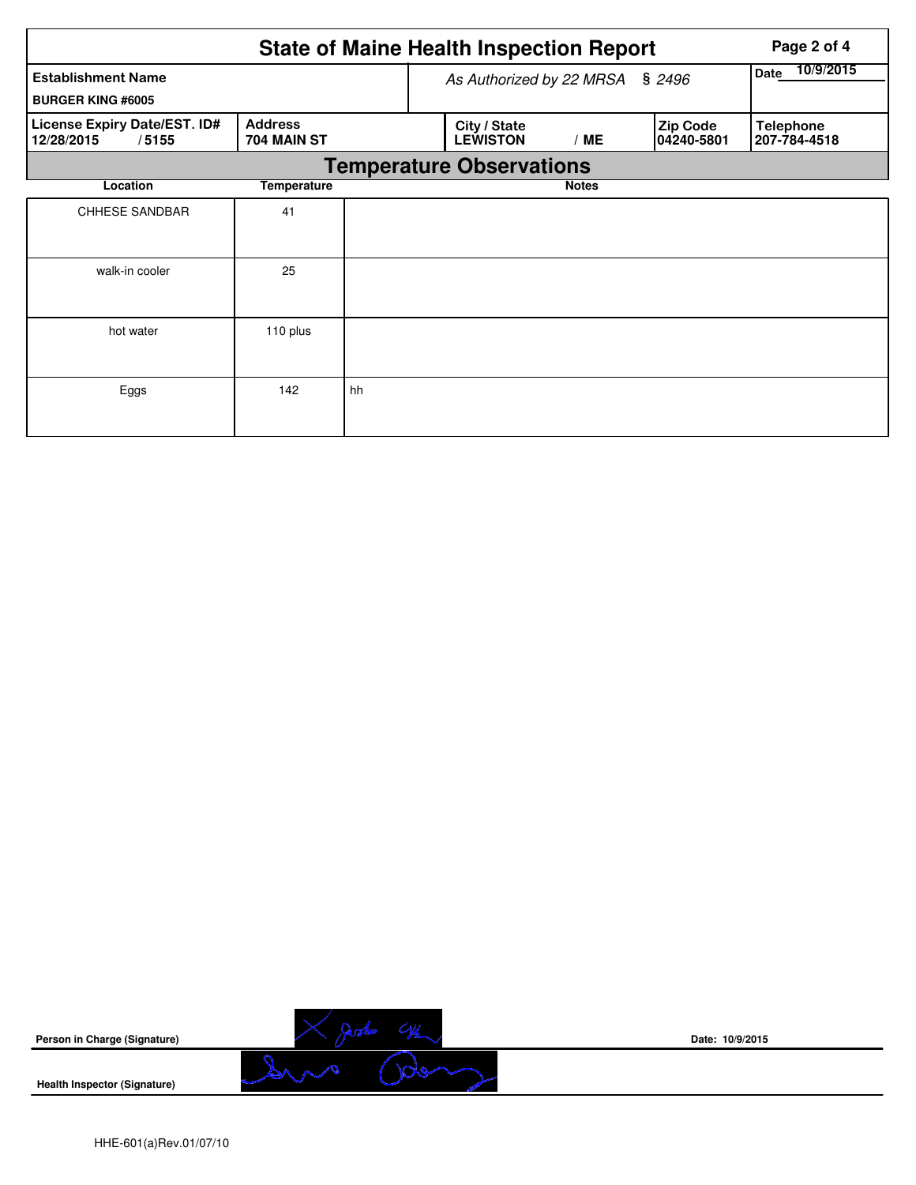# State of Maine Health Inspection Report

| Establishment Name | As Authorized by 22 MRSA § 2496 | | | Date 10/9/2015 |
|---|---|---|---|---|
| BURGER KING #6005 | | | | |
| License Expiry Date/EST. ID# 12/28/2015 / 5155 | Address 704 MAIN ST | City / State LEWISTON / ME | Zip Code 04240-5801 | Telephone 207-784-4518 |

## Temperature Observations

| Location | Temperature | Notes |
|---|---|---|
| CHHESE SANDBAR | 41 | |
| walk-in cooler | 25 | |
| hot water | 110 plus | |
| Eggs | 142 | hh |

**Person in Charge (Signature)** 

**Date:** 10/9/2015

**Health Inspector (Signature)** 

HHE-601(a)Rev.01/07/10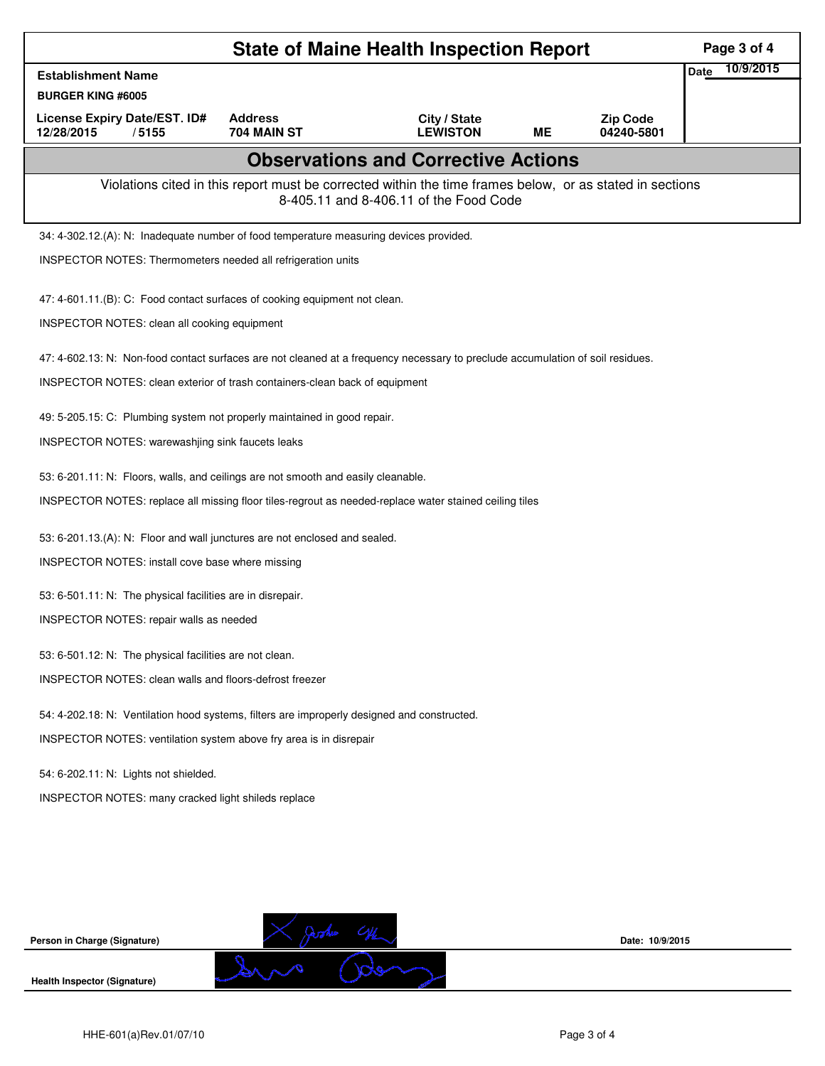# State of Maine Health Inspection Report

| Establishment Name | | | | | Date 10/9/2015 |
|---|---|---|---|---|---|
| BURGER KING #6005 | | | | | |
| License Expiry Date/EST. ID# | Address | City / State | | Zip Code | |
| 12/28/2015 / 5155 | 704 MAIN ST | LEWISTON | ME | 04240-5801 | |

## Observations and Corrective Actions

Violations cited in this report must be corrected within the time frames below, or as stated in sections 8-405.11 and 8-406.11 of the Food Code

34: 4-302.12.(A): N: Inadequate number of food temperature measuring devices provided.

INSPECTOR NOTES: Thermometers needed all refrigeration units

47: 4-601.11.(B): C: Food contact surfaces of cooking equipment not clean.

INSPECTOR NOTES: clean all cooking equipment

47: 4-602.13: N: Non-food contact surfaces are not cleaned at a frequency necessary to preclude accumulation of soil residues.

INSPECTOR NOTES: clean exterior of trash containers-clean back of equipment

49: 5-205.15: C: Plumbing system not properly maintained in good repair.

INSPECTOR NOTES: warewashjing sink faucets leaks

53: 6-201.11: N: Floors, walls, and ceilings are not smooth and easily cleanable.

INSPECTOR NOTES: replace all missing floor tiles-regrout as needed-replace water stained ceiling tiles

53: 6-201.13.(A): N: Floor and wall junctures are not enclosed and sealed.

INSPECTOR NOTES: install cove base where missing

53: 6-501.11: N: The physical facilities are in disrepair.

INSPECTOR NOTES: repair walls as needed

53: 6-501.12: N: The physical facilities are not clean.

INSPECTOR NOTES: clean walls and floors-defrost freezer

54: 4-202.18: N: Ventilation hood systems, filters are improperly designed and constructed.

INSPECTOR NOTES: ventilation system above fry area is in disrepair

54: 6-202.11: N: Lights not shielded.

INSPECTOR NOTES: many cracked light shileds replace

Person in Charge (Signature) Date: 10/9/2015

Health Inspector (Signature)

HHE-601(a)Rev.01/07/10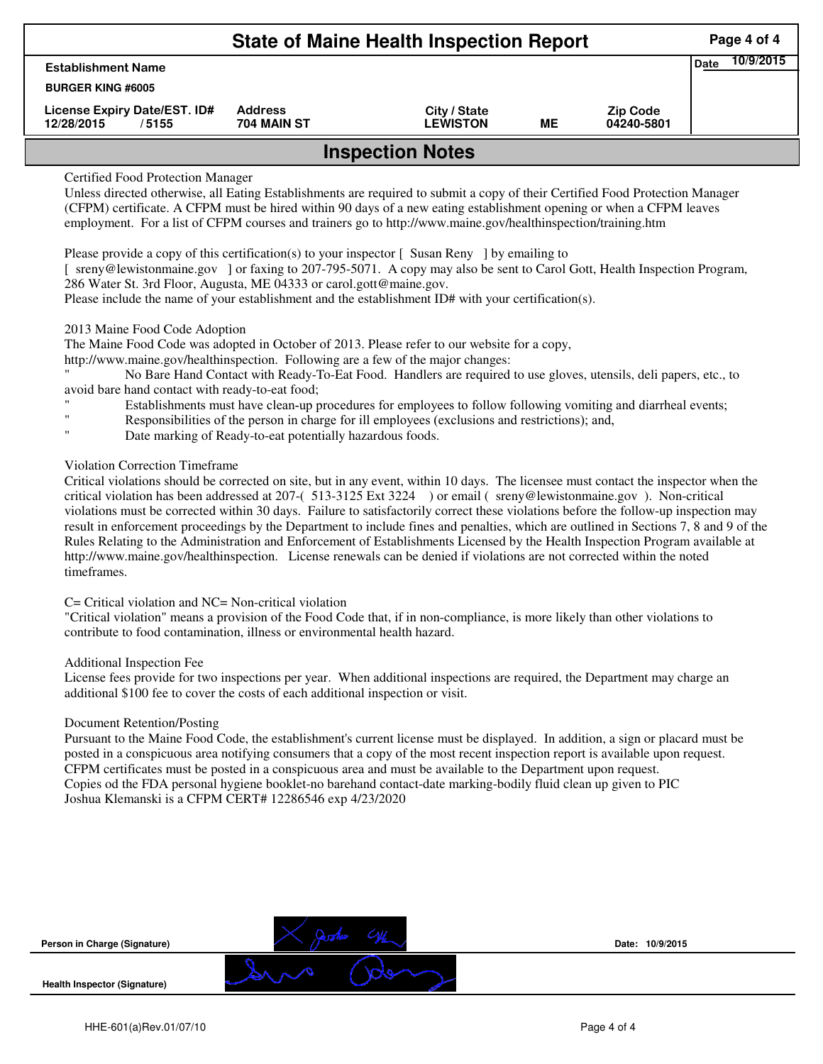# State of Maine Health Inspection Report

| Establishment Name | | | | | Date 10/9/2015 |
|---|---|---|---|---|---|
| BURGER KING #6005 | | | | | |
| License Expiry Date/EST. ID# | Address | City / State | | Zip Code | |
| 12/28/2015 / 5155 | 704 MAIN ST | LEWISTON | ME | 04240-5801 | |

## Inspection Notes

Certified Food Protection Manager

Unless directed otherwise, all Eating Establishments are required to submit a copy of their Certified Food Protection Manager (CFPM) certificate. A CFPM must be hired within 90 days of a new eating establishment opening or when a CFPM leaves employment. For a list of CFPM courses and trainers go to http://www.maine.gov/healthinspection/training.htm

Please provide a copy of this certification(s) to your inspector [ Susan Reny ] by emailing to [ sreny@lewistonmaine.gov ] or faxing to 207-795-5071. A copy may also be sent to Carol Gott, Health Inspection Program, 286 Water St. 3rd Floor, Augusta, ME 04333 or carol.gott@maine.gov.

Please include the name of your establishment and the establishment ID# with your certification(s).

2013 Maine Food Code Adoption

The Maine Food Code was adopted in October of 2013. Please refer to our website for a copy, http://www.maine.gov/healthinspection. Following are a few of the major changes:

" No Bare Hand Contact with Ready-To-Eat Food. Handlers are required to use gloves, utensils, deli papers, etc., to avoid bare hand contact with ready-to-eat food;

" Establishments must have clean-up procedures for employees to follow following vomiting and diarrheal events;

" Responsibilities of the person in charge for ill employees (exclusions and restrictions); and,

" Date marking of Ready-to-eat potentially hazardous foods.

Violation Correction Timeframe

Critical violations should be corrected on site, but in any event, within 10 days. The licensee must contact the inspector when the critical violation has been addressed at 207-( 513-3125 Ext 3224 ) or email ( sreny@lewistonmaine.gov ). Non-critical violations must be corrected within 30 days. Failure to satisfactorily correct these violations before the follow-up inspection may result in enforcement proceedings by the Department to include fines and penalties, which are outlined in Sections 7, 8 and 9 of the Rules Relating to the Administration and Enforcement of Establishments Licensed by the Health Inspection Program available at http://www.maine.gov/healthinspection. License renewals can be denied if violations are not corrected within the noted timeframes.

C= Critical violation and NC= Non-critical violation

"Critical violation" means a provision of the Food Code that, if in non-compliance, is more likely than other violations to contribute to food contamination, illness or environmental health hazard.

Additional Inspection Fee

License fees provide for two inspections per year. When additional inspections are required, the Department may charge an additional $100 fee to cover the costs of each additional inspection or visit.

Document Retention/Posting

Pursuant to the Maine Food Code, the establishment's current license must be displayed. In addition, a sign or placard must be posted in a conspicuous area notifying consumers that a copy of the most recent inspection report is available upon request. CFPM certificates must be posted in a conspicuous area and must be available to the Department upon request.

Copies od the FDA personal hygiene booklet-no barehand contact-date marking-bodily fluid clean up given to PIC

Joshua Klemanski is a CFPM CERT# 12286546 exp 4/23/2020

Person in Charge (Signature) Date: 10/9/2015

Health Inspector (Signature)

HHE-601(a)Rev.01/07/10